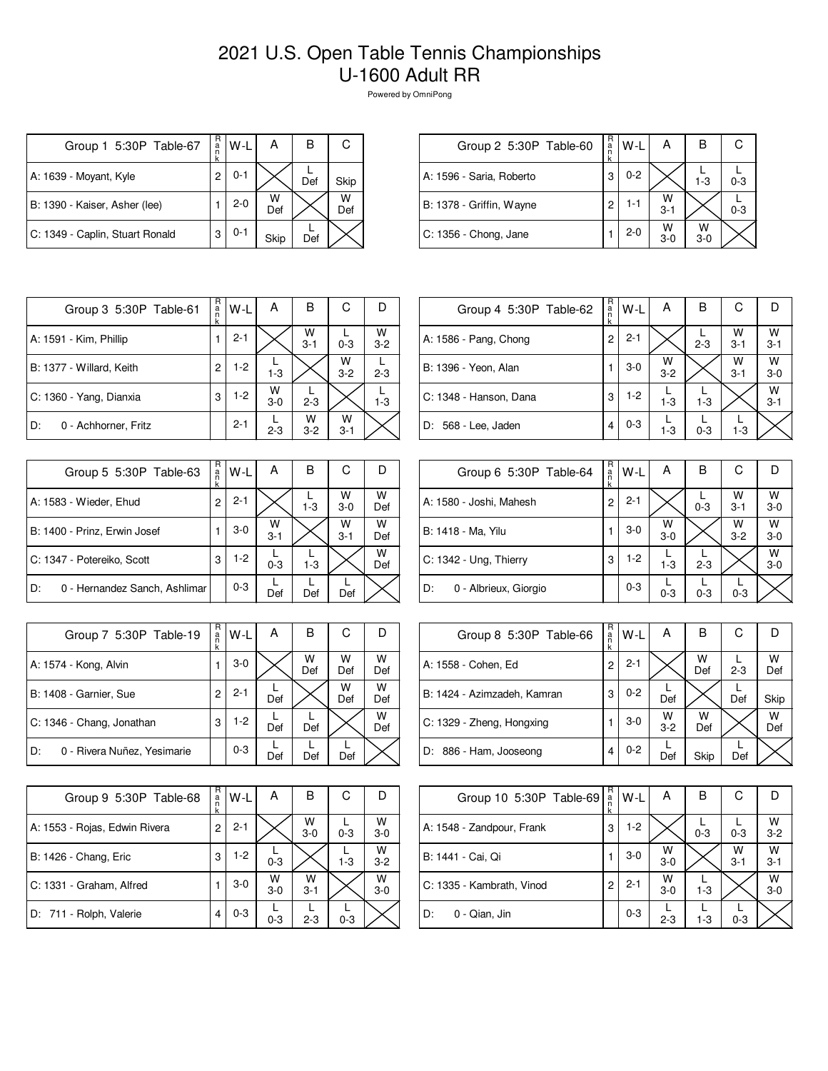# 2021 U.S. Open Table Tennis Championships
## U-1600 Adult RR

Powered by OmniPong

| Group 1 5:30P Table-67 | Rank | W-L | A | B | C |
|---|---|---|---|---|---|
| A: 1639 - Moyant, Kyle | 2 | 0-1 | | L Def | Skip |
| B: 1390 - Kaiser, Asher (lee) | 1 | 2-0 | W Def | | W Def |
| C: 1349 - Caplin, Stuart Ronald | 3 | 0-1 | Skip | L Def | |

| Group 2 5:30P Table-60 | Rank | W-L | A | B | C |
|---|---|---|---|---|---|
| A: 1596 - Saria, Roberto | 3 | 0-2 | | L 1-3 | L 0-3 |
| B: 1378 - Griffin, Wayne | 2 | 1-1 | W 3-1 | | L 0-3 |
| C: 1356 - Chong, Jane | 1 | 2-0 | W 3-0 | W 3-0 | |

| Group 3 5:30P Table-61 | Rank | W-L | A | B | C | D |
|---|---|---|---|---|---|---|
| A: 1591 - Kim, Phillip | 1 | 2-1 | | W 3-1 | L 0-3 | W 3-2 |
| B: 1377 - Willard, Keith | 2 | 1-2 | L 1-3 | | W 3-2 | L 2-3 |
| C: 1360 - Yang, Dianxia | 3 | 1-2 | W 3-0 | L 2-3 | | L 1-3 |
| D: 0 - Achhorner, Fritz | | 2-1 | L 2-3 | W 3-2 | W 3-1 | |

| Group 4 5:30P Table-62 | Rank | W-L | A | B | C | D |
|---|---|---|---|---|---|---|
| A: 1586 - Pang, Chong | 2 | 2-1 | | L 2-3 | W 3-1 | W 3-1 |
| B: 1396 - Yeon, Alan | 1 | 3-0 | W 3-2 | | W 3-1 | W 3-0 |
| C: 1348 - Hanson, Dana | 3 | 1-2 | L 1-3 | L 1-3 | | W 3-1 |
| D: 568 - Lee, Jaden | 4 | 0-3 | L 1-3 | L 0-3 | L 1-3 | |

| Group 5 5:30P Table-63 | Rank | W-L | A | B | C | D |
|---|---|---|---|---|---|---|
| A: 1583 - Wieder, Ehud | 2 | 2-1 | | L 1-3 | W 3-0 | W Def |
| B: 1400 - Prinz, Erwin Josef | 1 | 3-0 | W 3-1 | | W 3-1 | W Def |
| C: 1347 - Potereiko, Scott | 3 | 1-2 | L 0-3 | L 1-3 | | W Def |
| D: 0 - Hernandez Sanch, Ashlimar | | 0-3 | L Def | L Def | L Def | |

| Group 6 5:30P Table-64 | Rank | W-L | A | B | C | D |
|---|---|---|---|---|---|---|
| A: 1580 - Joshi, Mahesh | 2 | 2-1 | | L 0-3 | W 3-1 | W 3-0 |
| B: 1418 - Ma, Yilu | 1 | 3-0 | W 3-0 | | W 3-2 | W 3-0 |
| C: 1342 - Ung, Thierry | 3 | 1-2 | L 1-3 | L 2-3 | | W 3-0 |
| D: 0 - Albrieux, Giorgio | | 0-3 | L 0-3 | L 0-3 | L 0-3 | |

| Group 7 5:30P Table-19 | Rank | W-L | A | B | C | D |
|---|---|---|---|---|---|---|
| A: 1574 - Kong, Alvin | 1 | 3-0 | | W Def | W Def | W Def |
| B: 1408 - Garnier, Sue | 2 | 2-1 | L Def | | W Def | W Def |
| C: 1346 - Chang, Jonathan | 3 | 1-2 | L Def | L Def | | W Def |
| D: 0 - Rivera Nuñez, Yesimarie | | 0-3 | L Def | L Def | L Def | |

| Group 8 5:30P Table-66 | Rank | W-L | A | B | C | D |
|---|---|---|---|---|---|---|
| A: 1558 - Cohen, Ed | 2 | 2-1 | | W Def | L 2-3 | W Def |
| B: 1424 - Azimzadeh, Kamran | 3 | 0-2 | L Def | | L Def | Skip |
| C: 1329 - Zheng, Hongxing | 1 | 3-0 | W 3-2 | W Def | | W Def |
| D: 886 - Ham, Jooseong | 4 | 0-2 | L Def | Skip | L Def | |

| Group 9 5:30P Table-68 | Rank | W-L | A | B | C | D |
|---|---|---|---|---|---|---|
| A: 1553 - Rojas, Edwin Rivera | 2 | 2-1 | | W 3-0 | L 0-3 | W 3-0 |
| B: 1426 - Chang, Eric | 3 | 1-2 | L 0-3 | | L 1-3 | W 3-2 |
| C: 1331 - Graham, Alfred | 1 | 3-0 | W 3-0 | W 3-1 | | W 3-0 |
| D: 711 - Rolph, Valerie | 4 | 0-3 | L 0-3 | L 2-3 | L 0-3 | |

| Group 10 5:30P Table-69 | Rank | W-L | A | B | C | D |
|---|---|---|---|---|---|---|
| A: 1548 - Zandpour, Frank | 3 | 1-2 | | L 0-3 | L 0-3 | W 3-2 |
| B: 1441 - Cai, Qi | 1 | 3-0 | W 3-0 | | W 3-1 | W 3-1 |
| C: 1335 - Kambrath, Vinod | 2 | 2-1 | W 3-0 | L 1-3 | | W 3-0 |
| D: 0 - Qian, Jin | | 0-3 | L 2-3 | L 1-3 | L 0-3 | |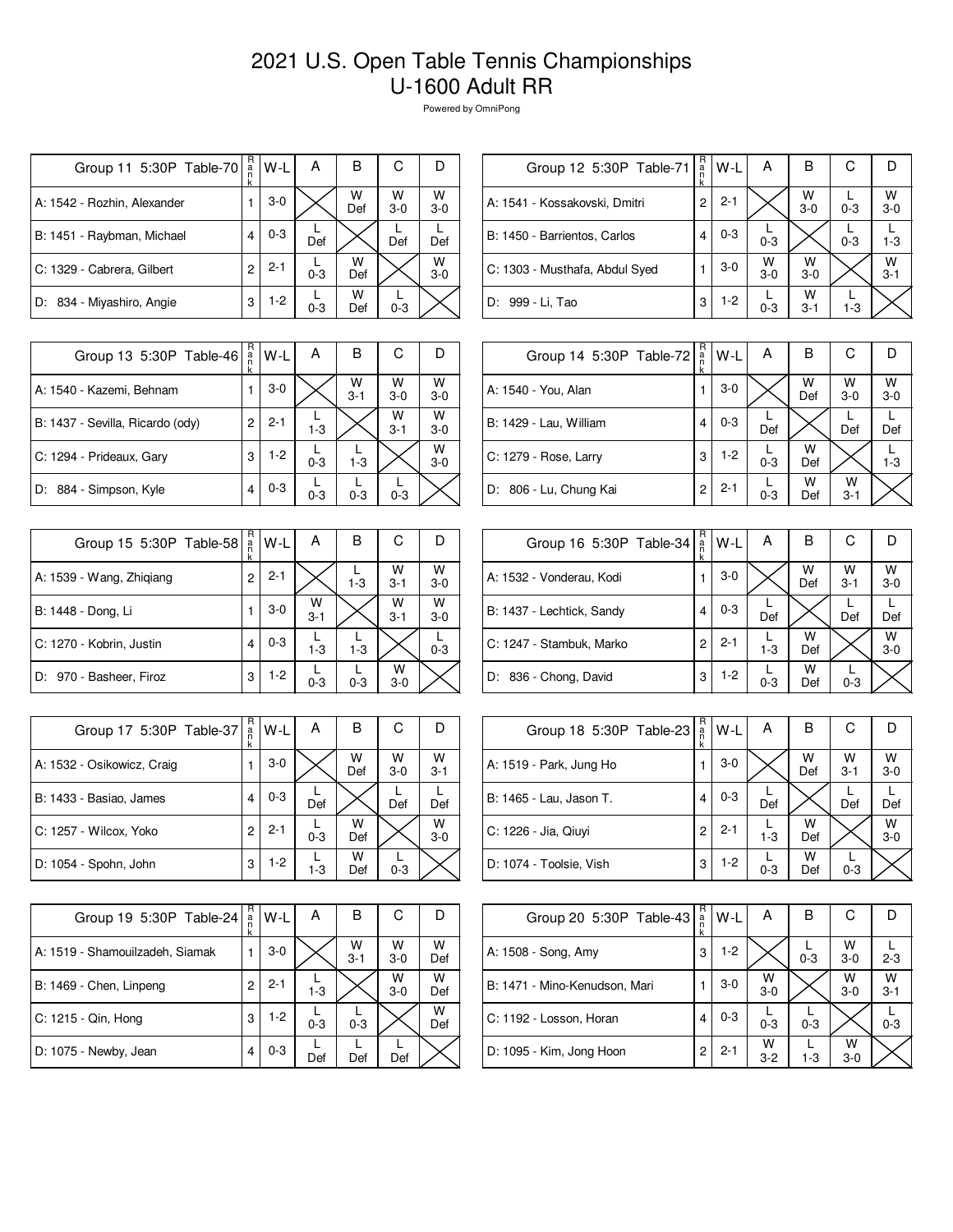# 2021 U.S. Open Table Tennis Championships
# U-1600 Adult RR

Powered by OmniPong

| Group 11 5:30P Table-70 | Rank | W-L | A | B | C | D |
|---|---|---|---|---|---|---|
| A: 1542 - Rozhin, Alexander | 1 | 3-0 | | W Def | W 3-0 | W 3-0 |
| B: 1451 - Raybman, Michael | 4 | 0-3 | L Def | | L Def | L Def |
| C: 1329 - Cabrera, Gilbert | 2 | 2-1 | L 0-3 | W Def | | W 3-0 |
| D: 834 - Miyashiro, Angie | 3 | 1-2 | L 0-3 | W Def | L 0-3 | |

| Group 12 5:30P Table-71 | Rank | W-L | A | B | C | D |
|---|---|---|---|---|---|---|
| A: 1541 - Kossakovski, Dmitri | 2 | 2-1 | | W 3-0 | L 0-3 | W 3-0 |
| B: 1450 - Barrientos, Carlos | 4 | 0-3 | L 0-3 | | L 0-3 | L 1-3 |
| C: 1303 - Musthafa, Abdul Syed | 1 | 3-0 | W 3-0 | W 3-0 | | W 3-1 |
| D: 999 - Li, Tao | 3 | 1-2 | L 0-3 | W 3-1 | L 1-3 | |

| Group 13 5:30P Table-46 | Rank | W-L | A | B | C | D |
|---|---|---|---|---|---|---|
| A: 1540 - Kazemi, Behnam | 1 | 3-0 | | W 3-1 | W 3-0 | W 3-0 |
| B: 1437 - Sevilla, Ricardo (ody) | 2 | 2-1 | L 1-3 | | W 3-1 | W 3-0 |
| C: 1294 - Prideaux, Gary | 3 | 1-2 | L 0-3 | L 1-3 | | W 3-0 |
| D: 884 - Simpson, Kyle | 4 | 0-3 | L 0-3 | L 0-3 | L 0-3 | |

| Group 14 5:30P Table-72 | Rank | W-L | A | B | C | D |
|---|---|---|---|---|---|---|
| A: 1540 - You, Alan | 1 | 3-0 | | W Def | W 3-0 | W 3-0 |
| B: 1429 - Lau, William | 4 | 0-3 | L Def | | L Def | L Def |
| C: 1279 - Rose, Larry | 3 | 1-2 | L 0-3 | W Def | | L 1-3 |
| D: 806 - Lu, Chung Kai | 2 | 2-1 | L 0-3 | W Def | W 3-1 | |

| Group 15 5:30P Table-58 | Rank | W-L | A | B | C | D |
|---|---|---|---|---|---|---|
| A: 1539 - Wang, Zhiqiang | 2 | 2-1 | | L 1-3 | W 3-1 | W 3-0 |
| B: 1448 - Dong, Li | 1 | 3-0 | W 3-1 | | W 3-1 | W 3-0 |
| C: 1270 - Kobrin, Justin | 4 | 0-3 | L 1-3 | L 1-3 | | L 0-3 |
| D: 970 - Basheer, Firoz | 3 | 1-2 | L 0-3 | L 0-3 | W 3-0 | |

| Group 16 5:30P Table-34 | Rank | W-L | A | B | C | D |
|---|---|---|---|---|---|---|
| A: 1532 - Vonderau, Kodi | 1 | 3-0 | | W Def | W 3-1 | W 3-0 |
| B: 1437 - Lechtick, Sandy | 4 | 0-3 | L Def | | L Def | L Def |
| C: 1247 - Stambuk, Marko | 2 | 2-1 | L 1-3 | W Def | | W 3-0 |
| D: 836 - Chong, David | 3 | 1-2 | L 0-3 | W Def | L 0-3 | |

| Group 17 5:30P Table-37 | Rank | W-L | A | B | C | D |
|---|---|---|---|---|---|---|
| A: 1532 - Osikowicz, Craig | 1 | 3-0 | | W Def | W 3-0 | W 3-1 |
| B: 1433 - Basiao, James | 4 | 0-3 | L Def | | L Def | L Def |
| C: 1257 - Wilcox, Yoko | 2 | 2-1 | L 0-3 | W Def | | W 3-0 |
| D: 1054 - Spohn, John | 3 | 1-2 | L 1-3 | W Def | L 0-3 | |

| Group 18 5:30P Table-23 | Rank | W-L | A | B | C | D |
|---|---|---|---|---|---|---|
| A: 1519 - Park, Jung Ho | 1 | 3-0 | | W Def | W 3-1 | W 3-0 |
| B: 1465 - Lau, Jason T. | 4 | 0-3 | L Def | | L Def | L Def |
| C: 1226 - Jia, Qiuyi | 2 | 2-1 | L 1-3 | W Def | | W 3-0 |
| D: 1074 - Toolsie, Vish | 3 | 1-2 | L 0-3 | W Def | L 0-3 | |

| Group 19 5:30P Table-24 | Rank | W-L | A | B | C | D |
|---|---|---|---|---|---|---|
| A: 1519 - Shamouilzadeh, Siamak | 1 | 3-0 | | W 3-1 | W 3-0 | W Def |
| B: 1469 - Chen, Linpeng | 2 | 2-1 | L 1-3 | | W 3-0 | W Def |
| C: 1215 - Qin, Hong | 3 | 1-2 | L 0-3 | L 0-3 | | W Def |
| D: 1075 - Newby, Jean | 4 | 0-3 | L Def | L Def | L Def | |

| Group 20 5:30P Table-43 | Rank | W-L | A | B | C | D |
|---|---|---|---|---|---|---|
| A: 1508 - Song, Amy | 3 | 1-2 | | L 0-3 | W 3-0 | L 2-3 |
| B: 1471 - Mino-Kenudson, Mari | 1 | 3-0 | W 3-0 | | W 3-0 | W 3-1 |
| C: 1192 - Losson, Horan | 4 | 0-3 | L 0-3 | L 0-3 | | L 0-3 |
| D: 1095 - Kim, Jong Hoon | 2 | 2-1 | W 3-2 | L 1-3 | W 3-0 | |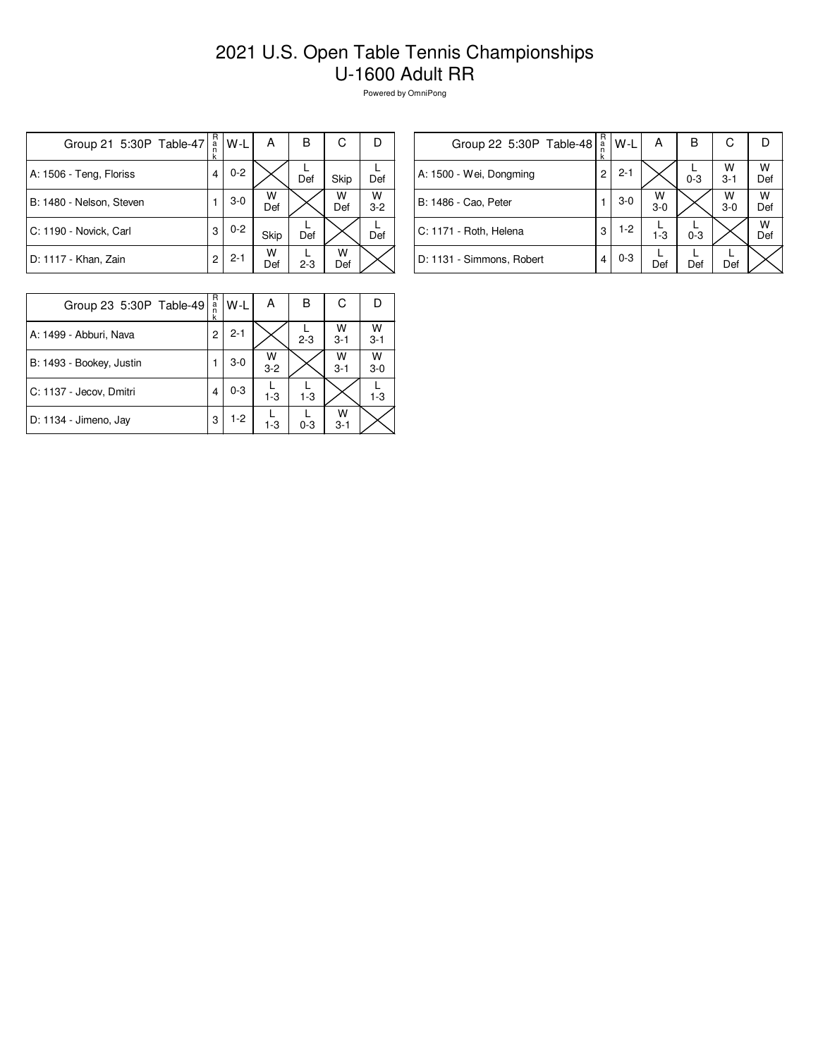# 2021 U.S. Open Table Tennis Championships
# U-1600 Adult RR

Powered by OmniPong

| Group 21 5:30P Table-47 | Rank | W-L | A | B | C | D |
|---|---|---|---|---|---|---|
| A: 1506 - Teng, Floriss | 4 | 0-2 | | L Def | Skip | L Def |
| B: 1480 - Nelson, Steven | 1 | 3-0 | W Def | | W Def | W 3-2 |
| C: 1190 - Novick, Carl | 3 | 0-2 | Skip | L Def | | L Def |
| D: 1117 - Khan, Zain | 2 | 2-1 | W Def | L 2-3 | W Def | |

| Group 22 5:30P Table-48 | Rank | W-L | A | B | C | D |
|---|---|---|---|---|---|---|
| A: 1500 - Wei, Dongming | 2 | 2-1 | | L 0-3 | W 3-1 | W Def |
| B: 1486 - Cao, Peter | 1 | 3-0 | W 3-0 | | W 3-0 | W Def |
| C: 1171 - Roth, Helena | 3 | 1-2 | L 1-3 | L 0-3 | | W Def |
| D: 1131 - Simmons, Robert | 4 | 0-3 | L Def | L Def | L Def | |

| Group 23 5:30P Table-49 | Rank | W-L | A | B | C | D |
|---|---|---|---|---|---|---|
| A: 1499 - Abburi, Nava | 2 | 2-1 | | L 2-3 | W 3-1 | W 3-1 |
| B: 1493 - Bookey, Justin | 1 | 3-0 | W 3-2 | | W 3-1 | W 3-0 |
| C: 1137 - Jecov, Dmitri | 4 | 0-3 | L 1-3 | L 1-3 | | L 1-3 |
| D: 1134 - Jimeno, Jay | 3 | 1-2 | L 1-3 | L 0-3 | W 3-1 | |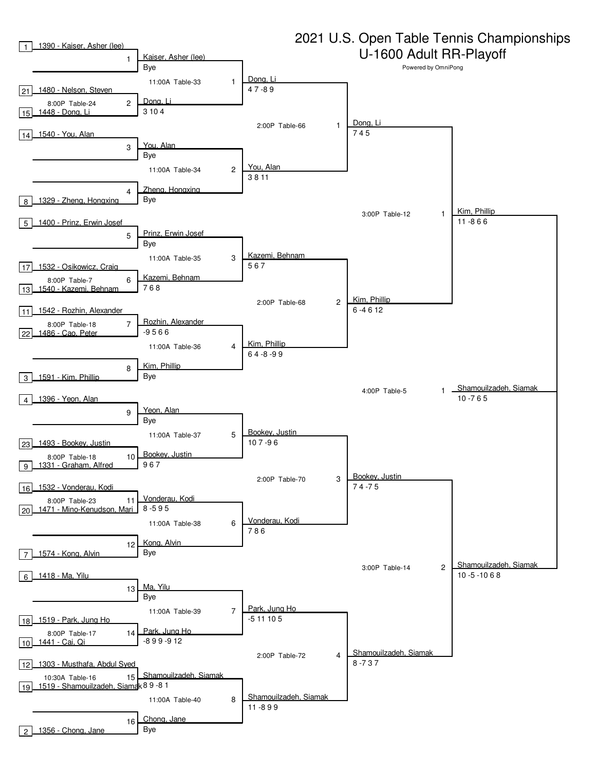# 2021 U.S. Open Table Tennis Championships

## U-1600 Adult RR-Playoff

Powered by OmniPong

### Seeds / Entrants

| Seed | Rating - Name |
| --- | --- |
| 1 | 1390 - Kaiser, Asher (lee) |
| 21 | 1480 - Nelson, Steven |
| 15 | 1448 - Dong, Li |
| 14 | 1540 - You, Alan |
| 8 | 1329 - Zheng, Hongxing |
| 5 | 1400 - Prinz, Erwin Josef |
| 17 | 1532 - Osikowicz, Craig |
| 13 | 1540 - Kazemi, Behnam |
| 11 | 1542 - Rozhin, Alexander |
| 22 | 1486 - Cao, Peter |
| 3 | 1591 - Kim, Phillip |
| 4 | 1396 - Yeon, Alan |
| 23 | 1493 - Bookey, Justin |
| 9 | 1331 - Graham, Alfred |
| 16 | 1532 - Vonderau, Kodi |
| 20 | 1471 - Mino-Kenudson, Mari |
| 7 | 1574 - Kong, Alvin |
| 6 | 1418 - Ma, Yilu |
| 18 | 1519 - Park, Jung Ho |
| 10 | 1441 - Cai, Qi |
| 12 | 1303 - Musthafa, Abdul Syed |
| 19 | 1519 - Shamouilzadeh, Siamak |
| 2 | 1356 - Chong, Jane |

### First Round

| Match | Time / Table | Winner | Score |
| --- | --- | --- | --- |
| 1 | | Kaiser, Asher (lee) | Bye |
| 2 | 8:00P Table-24 | Dong, Li | 3 10 4 |
| 3 | | You, Alan | Bye |
| 4 | | Zheng, Hongxing | Bye |
| 5 | | Prinz, Erwin Josef | Bye |
| 6 | 8:00P Table-7 | Kazemi, Behnam | 7 6 8 |
| 7 | 8:00P Table-18 | Rozhin, Alexander | -9 5 6 6 |
| 8 | | Kim, Phillip | Bye |
| 9 | | Yeon, Alan | Bye |
| 10 | 8:00P Table-18 | Bookey, Justin | 9 6 7 |
| 11 | 8:00P Table-23 | Vonderau, Kodi | 8 -5 9 5 |
| 12 | | Kong, Alvin | Bye |
| 13 | | Ma, Yilu | Bye |
| 14 | 8:00P Table-17 | Park, Jung Ho | -8 9 9 -9 12 |
| 15 | 10:30A Table-16 | Shamouilzadeh, Siamak | 8 9 -8 1 |
| 16 | | Chong, Jane | Bye |

### Second Round

| Match | Time / Table | Winner | Score |
| --- | --- | --- | --- |
| 1 | 11:00A Table-33 | Dong, Li | 4 7 -8 9 |
| 2 | 11:00A Table-34 | You, Alan | 3 8 11 |
| 3 | 11:00A Table-35 | Kazemi, Behnam | 5 6 7 |
| 4 | 11:00A Table-36 | Kim, Phillip | 6 4 -8 -9 9 |
| 5 | 11:00A Table-37 | Bookey, Justin | 10 7 -9 6 |
| 6 | 11:00A Table-38 | Vonderau, Kodi | 7 8 6 |
| 7 | 11:00A Table-39 | Park, Jung Ho | -5 11 10 5 |
| 8 | 11:00A Table-40 | Shamouilzadeh, Siamak | 11 -8 9 9 |

### Quarterfinals

| Match | Time / Table | Winner | Score |
| --- | --- | --- | --- |
| 1 | 2:00P Table-66 | Dong, Li | 7 4 5 |
| 2 | 2:00P Table-68 | Kim, Phillip | 6 -4 6 12 |
| 3 | 2:00P Table-70 | Bookey, Justin | 7 4 -7 5 |
| 4 | 2:00P Table-72 | Shamouilzadeh, Siamak | 8 -7 3 7 |

### Semifinals

| Match | Time / Table | Winner | Score |
| --- | --- | --- | --- |
| 1 | 3:00P Table-12 | Kim, Phillip | 11 -8 6 6 |
| 2 | 3:00P Table-14 | Shamouilzadeh, Siamak | 10 -5 -10 6 8 |

### Final

| Match | Time / Table | Winner | Score |
| --- | --- | --- | --- |
| 1 | 4:00P Table-5 | Shamouilzadeh, Siamak | 10 -7 6 5 |